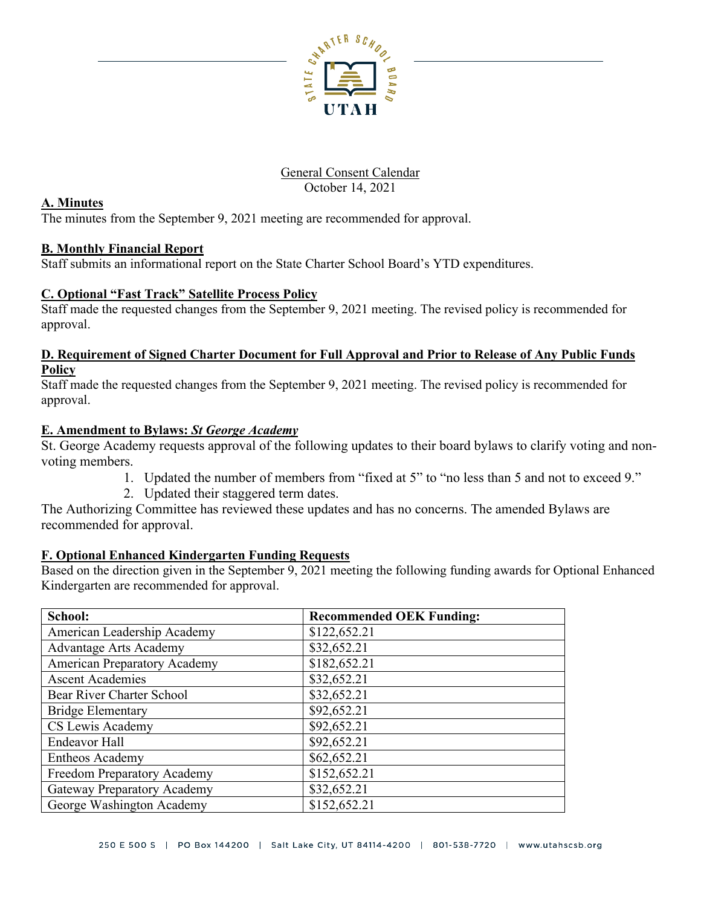General Consent Calendar
October 14, 2021

## A. Minutes

The minutes from the September 9, 2021 meeting are recommended for approval.

## B. Monthly Financial Report

Staff submits an informational report on the State Charter School Board's YTD expenditures.

## C. Optional "Fast Track" Satellite Process Policy

Staff made the requested changes from the September 9, 2021 meeting. The revised policy is recommended for approval.

## D. Requirement of Signed Charter Document for Full Approval and Prior to Release of Any Public Funds Policy

Staff made the requested changes from the September 9, 2021 meeting. The revised policy is recommended for approval.

## E. Amendment to Bylaws: *St George Academy*

St. George Academy requests approval of the following updates to their board bylaws to clarify voting and non-voting members.

1. Updated the number of members from "fixed at 5" to "no less than 5 and not to exceed 9."
2. Updated their staggered term dates.

The Authorizing Committee has reviewed these updates and has no concerns. The amended Bylaws are recommended for approval.

## F. Optional Enhanced Kindergarten Funding Requests

Based on the direction given in the September 9, 2021 meeting the following funding awards for Optional Enhanced Kindergarten are recommended for approval.

| School: | Recommended OEK Funding: |
|---|---|
| American Leadership Academy | $122,652.21 |
| Advantage Arts Academy | $32,652.21 |
| American Preparatory Academy | $182,652.21 |
| Ascent Academies | $32,652.21 |
| Bear River Charter School | $32,652.21 |
| Bridge Elementary | $92,652.21 |
| CS Lewis Academy | $92,652.21 |
| Endeavor Hall | $92,652.21 |
| Entheos Academy | $62,652.21 |
| Freedom Preparatory Academy | $152,652.21 |
| Gateway Preparatory Academy | $32,652.21 |
| George Washington Academy | $152,652.21 |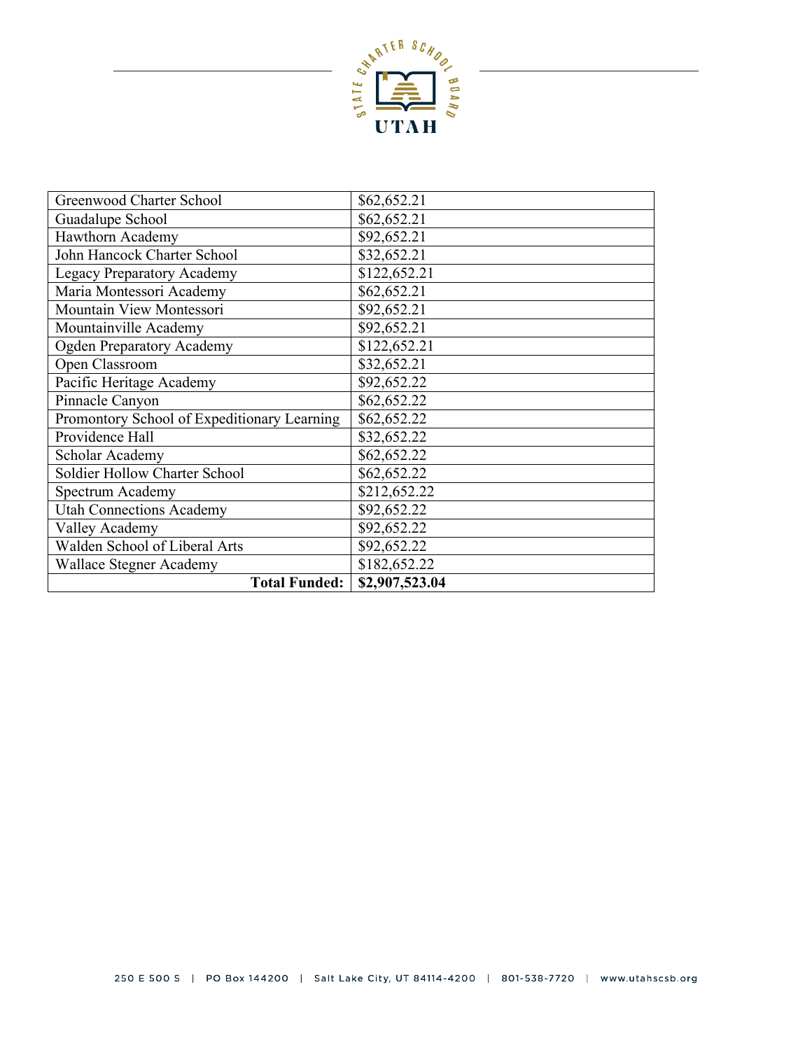| | |
|---|---|
| Greenwood Charter School | $62,652.21 |
| Guadalupe School | $62,652.21 |
| Hawthorn Academy | $92,652.21 |
| John Hancock Charter School | $32,652.21 |
| Legacy Preparatory Academy | $122,652.21 |
| Maria Montessori Academy | $62,652.21 |
| Mountain View Montessori | $92,652.21 |
| Mountainville Academy | $92,652.21 |
| Ogden Preparatory Academy | $122,652.21 |
| Open Classroom | $32,652.21 |
| Pacific Heritage Academy | $92,652.22 |
| Pinnacle Canyon | $62,652.22 |
| Promontory School of Expeditionary Learning | $62,652.22 |
| Providence Hall | $32,652.22 |
| Scholar Academy | $62,652.22 |
| Soldier Hollow Charter School | $62,652.22 |
| Spectrum Academy | $212,652.22 |
| Utah Connections Academy | $92,652.22 |
| Valley Academy | $92,652.22 |
| Walden School of Liberal Arts | $92,652.22 |
| Wallace Stegner Academy | $182,652.22 |
| **Total Funded:** | **$2,907,523.04** |